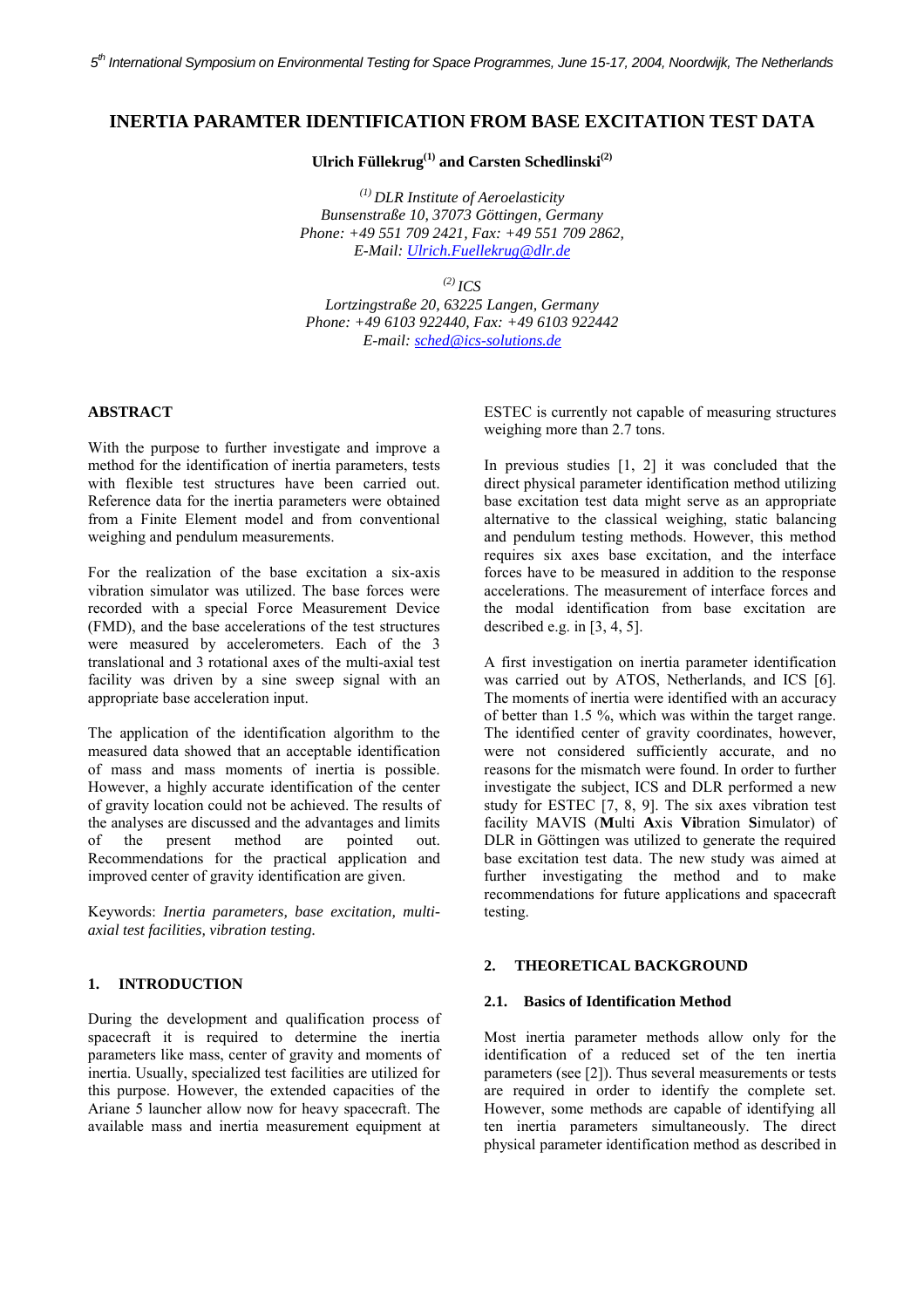# INERTIA PARAMTER IDENTIFICATION FROM BASE EXCITATION TEST DATA

**Ulrich Füllekrug[(1)] and Carsten Schedlinski[(2)]**

*[(1)] DLR Institute of Aeroelasticity*
*Bunsenstraße 10, 37073 Göttingen, Germany*
*Phone: +49 551 709 2421, Fax: +49 551 709 2862,*
*E-Mail: Ulrich.Fuellekrug@dlr.de*

*[(2)] ICS*
*Lortzingstraße 20, 63225 Langen, Germany*
*Phone: +49 6103 922440, Fax: +49 6103 922442*
*E-mail: sched@ics-solutions.de*

## ABSTRACT

With the purpose to further investigate and improve a method for the identification of inertia parameters, tests with flexible test structures have been carried out. Reference data for the inertia parameters were obtained from a Finite Element model and from conventional weighing and pendulum measurements.

For the realization of the base excitation a six-axis vibration simulator was utilized. The base forces were recorded with a special Force Measurement Device (FMD), and the base accelerations of the test structures were measured by accelerometers. Each of the 3 translational and 3 rotational axes of the multi-axial test facility was driven by a sine sweep signal with an appropriate base acceleration input.

The application of the identification algorithm to the measured data showed that an acceptable identification of mass and mass moments of inertia is possible. However, a highly accurate identification of the center of gravity location could not be achieved. The results of the analyses are discussed and the advantages and limits of the present method are pointed out. Recommendations for the practical application and improved center of gravity identification are given.

Keywords: *Inertia parameters, base excitation, multi-axial test facilities, vibration testing.*

## 1. INTRODUCTION

During the development and qualification process of spacecraft it is required to determine the inertia parameters like mass, center of gravity and moments of inertia. Usually, specialized test facilities are utilized for this purpose. However, the extended capacities of the Ariane 5 launcher allow now for heavy spacecraft. The available mass and inertia measurement equipment at ESTEC is currently not capable of measuring structures weighing more than 2.7 tons.

In previous studies [1, 2] it was concluded that the direct physical parameter identification method utilizing base excitation test data might serve as an appropriate alternative to the classical weighing, static balancing and pendulum testing methods. However, this method requires six axes base excitation, and the interface forces have to be measured in addition to the response accelerations. The measurement of interface forces and the modal identification from base excitation are described e.g. in [3, 4, 5].

A first investigation on inertia parameter identification was carried out by ATOS, Netherlands, and ICS [6]. The moments of inertia were identified with an accuracy of better than 1.5 %, which was within the target range. The identified center of gravity coordinates, however, were not considered sufficiently accurate, and no reasons for the mismatch were found. In order to further investigate the subject, ICS and DLR performed a new study for ESTEC [7, 8, 9]. The six axes vibration test facility MAVIS (**M**ulti **A**xis **Vi**bration **S**imulator) of DLR in Göttingen was utilized to generate the required base excitation test data. The new study was aimed at further investigating the method and to make recommendations for future applications and spacecraft testing.

## 2. THEORETICAL BACKGROUND

### 2.1. Basics of Identification Method

Most inertia parameter methods allow only for the identification of a reduced set of the ten inertia parameters (see [2]). Thus several measurements or tests are required in order to identify the complete set. However, some methods are capable of identifying all ten inertia parameters simultaneously. The direct physical parameter identification method as described in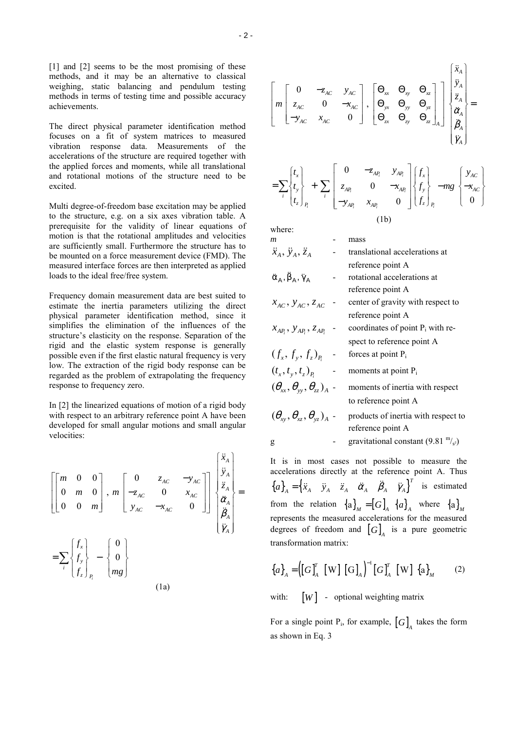[1] and [2] seems to be the most promising of these methods, and it may be an alternative to classical weighing, static balancing and pendulum testing methods in terms of testing time and possible accuracy achievements.

The direct physical parameter identification method focuses on a fit of system matrices to measured vibration response data. Measurements of the accelerations of the structure are required together with the applied forces and moments, while all translational and rotational motions of the structure need to be excited.

Multi degree-of-freedom base excitation may be applied to the structure, e.g. on a six axes vibration table. A prerequisite for the validity of linear equations of motion is that the rotational amplitudes and velocities are sufficiently small. Furthermore the structure has to be mounted on a force measurement device (FMD). The measured interface forces are then interpreted as applied loads to the ideal free/free system.

Frequency domain measurement data are best suited to estimate the inertia parameters utilizing the direct physical parameter identification method, since it simplifies the elimination of the influences of the structure's elasticity on the response. Separation of the rigid and the elastic system response is generally possible even if the first elastic natural frequency is very low. The extraction of the rigid body response can be regarded as the problem of extrapolating the frequency response to frequency zero.

In [2] the linearized equations of motion of a rigid body with respect to an arbitrary reference point A have been developed for small angular motions and small angular velocities:

$$
\left[\begin{bmatrix} m & 0 & 0 \\ 0 & m & 0 \\ 0 & 0 & m \end{bmatrix}, m\begin{bmatrix} 0 & z_{AC} & -y_{AC} \\ -z_{AC} & 0 & x_{AC} \\ y_{AC} & -x_{AC} & 0 \end{bmatrix}\right]\begin{Bmatrix} \ddot{x}_A \\ \ddot{y}_A \\ \ddot{z}_A \\ \ddot{\alpha}_A \\ \ddot{\beta}_A \\ \ddot{\gamma}_A \end{Bmatrix} = \sum_i \begin{Bmatrix} f_x \\ f_y \\ f_z \end{Bmatrix}_{P_i} - \begin{Bmatrix} 0 \\ 0 \\ mg \end{Bmatrix} \tag{1a}
$$

$$
\left[m\begin{bmatrix} 0 & -z_{AC} & y_{AC} \\ z_{AC} & 0 & -x_{AC} \\ -y_{AC} & x_{AC} & 0 \end{bmatrix}, \begin{bmatrix} \Theta_{xx} & \Theta_{xy} & \Theta_{xz} \\ \Theta_{yx} & \Theta_{yy} & \Theta_{yz} \\ \Theta_{zx} & \Theta_{zy} & \Theta_{zz} \end{bmatrix}_A\right]\begin{Bmatrix} \ddot{x}_A \\ \ddot{y}_A \\ \ddot{z}_A \\ \ddot{\alpha}_A \\ \ddot{\beta}_A \\ \ddot{\gamma}_A \end{Bmatrix} = \sum_i \begin{Bmatrix} t_x \\ t_y \\ t_z \end{Bmatrix}_{P_i} + \sum_i \begin{bmatrix} 0 & -z_{AP_i} & y_{AP_i} \\ z_{AP_i} & 0 & -x_{AP_i} \\ -y_{AP_i} & x_{AP_i} & 0 \end{bmatrix}\begin{Bmatrix} f_x \\ f_y \\ f_z \end{Bmatrix}_{P_i} - mg\begin{Bmatrix} y_{AC} \\ -x_{AC} \\ 0 \end{Bmatrix} \tag{1b}
$$

where:

| | | |
|---|---|---|
| $m$ | - | mass |
| $\ddot{x}_A, \ddot{y}_A, \ddot{z}_A$ | - | translational accelerations at reference point A |
| $\ddot{\alpha}_A, \ddot{\beta}_A, \ddot{\gamma}_A$ | - | rotational accelerations at reference point A |
| $x_{AC}, y_{AC}, z_{AC}$ | - | center of gravity with respect to reference point A |
| $x_{AP_i}, y_{AP_i}, z_{AP_i}$ | - | coordinates of point $P_i$ with respect to reference point A |
| $(f_x, f_y, f_z)_{P_i}$ | - | forces at point $P_i$ |
| $(t_x, t_y, t_z)_{P_i}$ | - | moments at point $P_i$ |
| $(\theta_{xx}, \theta_{yy}, \theta_{zz})_A$ | - | moments of inertia with respect to reference point A |
| $(\theta_{xy}, \theta_{xz}, \theta_{yz})_A$ | - | products of inertia with respect to reference point A |
| g | - | gravitational constant (9.81 $^{m}/_{s^2}$) |

It is in most cases not possible to measure the accelerations directly at the reference point A. Thus $\{a\}_A = \{\ddot{x}_A \;\; \ddot{y}_A \;\; \ddot{z}_A \;\; \ddot{\alpha}_A \;\; \ddot{\beta}_A \;\; \ddot{\gamma}_A\}^T$ is estimated from the relation $\{a\}_M = [G]_A \{a\}_A$ where $\{a\}_M$ represents the measured accelerations for the measured degrees of freedom and $[G]_A$ is a pure geometric transformation matrix:

$$
\{a\}_A = \left([G]_A^T \, [W] \, [G]_A\right)^{-1} [G]_A^T \, [W] \, \{a\}_M \tag{2}
$$

with: $[W]$ - optional weighting matrix

For a single point $P_i$, for example, $[G]_A$ takes the form as shown in Eq. 3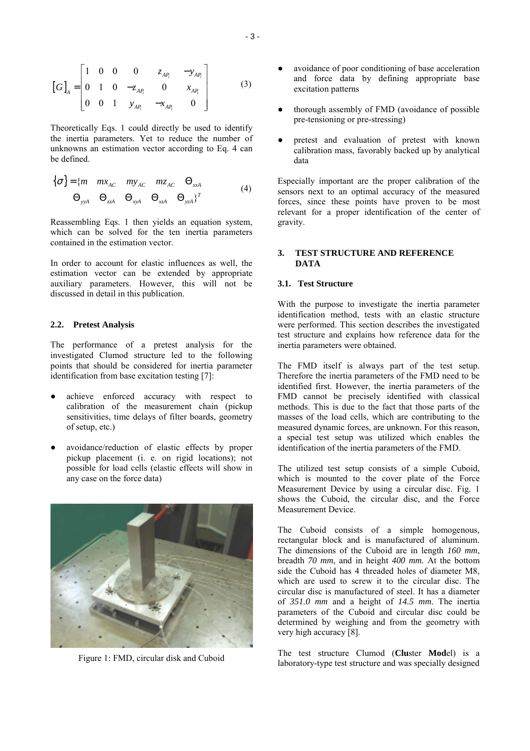$$[G]_A = \begin{bmatrix} 1 & 0 & 0 & 0 & z_{AP_i} & -y_{AP_i} \\ 0 & 1 & 0 & -z_{AP_i} & 0 & x_{AP_i} \\ 0 & 0 & 1 & y_{AP_i} & -x_{AP_i} & 0 \end{bmatrix} \tag{3}$$

Theoretically Eqs. 1 could directly be used to identify the inertia parameters. Yet to reduce the number of unknowns an estimation vector according to Eq. 4 can be defined.

$$\{\sigma\} = \{m \quad mx_{AC} \quad my_{AC} \quad mz_{AC} \quad \Theta_{xxA} \quad \Theta_{yyA} \quad \Theta_{zzA} \quad \Theta_{xyA} \quad \Theta_{xzA} \quad \Theta_{yzA}\}^T \tag{4}$$

Reassembling Eqs. 1 then yields an equation system, which can be solved for the ten inertia parameters contained in the estimation vector.

In order to account for elastic influences as well, the estimation vector can be extended by appropriate auxiliary parameters. However, this will not be discussed in detail in this publication.

### 2.2. Pretest Analysis

The performance of a pretest analysis for the investigated Clumod structure led to the following points that should be considered for inertia parameter identification from base excitation testing [7]:

- achieve enforced accuracy with respect to calibration of the measurement chain (pickup sensitivities, time delays of filter boards, geometry of setup, etc.)
- avoidance/reduction of elastic effects by proper pickup placement (i. e. on rigid locations); not possible for load cells (elastic effects will show in any case on the force data)
- avoidance of poor conditioning of base acceleration and force data by defining appropriate base excitation patterns
- thorough assembly of FMD (avoidance of possible pre-tensioning or pre-stressing)
- pretest and evaluation of pretest with known calibration mass, favorably backed up by analytical data

Figure 1: FMD, circular disk and Cuboid

Especially important are the proper calibration of the sensors next to an optimal accuracy of the measured forces, since these points have proven to be most relevant for a proper identification of the center of gravity.

## 3. TEST STRUCTURE AND REFERENCE DATA

### 3.1. Test Structure

With the purpose to investigate the inertia parameter identification method, tests with an elastic structure were performed. This section describes the investigated test structure and explains how reference data for the inertia parameters were obtained.

The FMD itself is always part of the test setup. Therefore the inertia parameters of the FMD need to be identified first. However, the inertia parameters of the FMD cannot be precisely identified with classical methods. This is due to the fact that those parts of the masses of the load cells, which are contributing to the measured dynamic forces, are unknown. For this reason, a special test setup was utilized which enables the identification of the inertia parameters of the FMD.

The utilized test setup consists of a simple Cuboid, which is mounted to the cover plate of the Force Measurement Device by using a circular disc. Fig. 1 shows the Cuboid, the circular disc, and the Force Measurement Device.

The Cuboid consists of a simple homogenous, rectangular block and is manufactured of aluminum. The dimensions of the Cuboid are in length *160 mm*, breadth *70 mm*, and in height *400 mm.* At the bottom side the Cuboid has 4 threaded holes of diameter M8, which are used to screw it to the circular disc. The circular disc is manufactured of steel. It has a diameter of *351.0 mm* and a height of *14.5 mm*. The inertia parameters of the Cuboid and circular disc could be determined by weighing and from the geometry with very high accuracy [8].

The test structure Clumod (**Clu**ster **Mod**el) is a laboratory-type test structure and was specially designed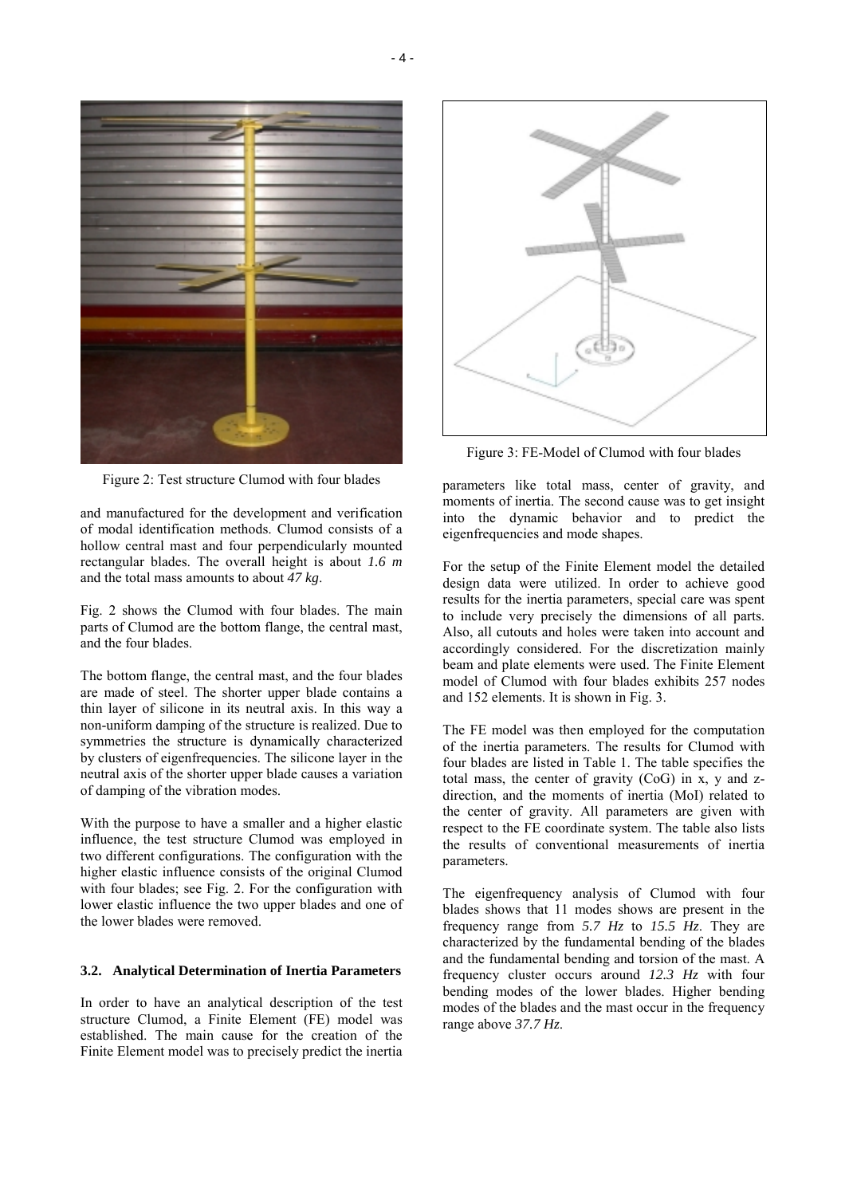Figure 2: Test structure Clumod with four blades

and manufactured for the development and verification of modal identification methods. Clumod consists of a hollow central mast and four perpendicularly mounted rectangular blades. The overall height is about *1.6 m* and the total mass amounts to about *47 kg*.

Fig. 2 shows the Clumod with four blades. The main parts of Clumod are the bottom flange, the central mast, and the four blades.

The bottom flange, the central mast, and the four blades are made of steel. The shorter upper blade contains a thin layer of silicone in its neutral axis. In this way a non-uniform damping of the structure is realized. Due to symmetries the structure is dynamically characterized by clusters of eigenfrequencies. The silicone layer in the neutral axis of the shorter upper blade causes a variation of damping of the vibration modes.

With the purpose to have a smaller and a higher elastic influence, the test structure Clumod was employed in two different configurations. The configuration with the higher elastic influence consists of the original Clumod with four blades; see Fig. 2. For the configuration with lower elastic influence the two upper blades and one of the lower blades were removed.

### 3.2. Analytical Determination of Inertia Parameters

In order to have an analytical description of the test structure Clumod, a Finite Element (FE) model was established. The main cause for the creation of the Finite Element model was to precisely predict the inertia parameters like total mass, center of gravity, and moments of inertia. The second cause was to get insight into the dynamic behavior and to predict the eigenfrequencies and mode shapes.

Figure 3: FE-Model of Clumod with four blades

For the setup of the Finite Element model the detailed design data were utilized. In order to achieve good results for the inertia parameters, special care was spent to include very precisely the dimensions of all parts. Also, all cutouts and holes were taken into account and accordingly considered. For the discretization mainly beam and plate elements were used. The Finite Element model of Clumod with four blades exhibits 257 nodes and 152 elements. It is shown in Fig. 3.

The FE model was then employed for the computation of the inertia parameters. The results for Clumod with four blades are listed in Table 1. The table specifies the total mass, the center of gravity (CoG) in x, y and z-direction, and the moments of inertia (MoI) related to the center of gravity. All parameters are given with respect to the FE coordinate system. The table also lists the results of conventional measurements of inertia parameters.

The eigenfrequency analysis of Clumod with four blades shows that 11 modes shows are present in the frequency range from *5.7 Hz* to *15.5 Hz*. They are characterized by the fundamental bending of the blades and the fundamental bending and torsion of the mast. A frequency cluster occurs around *12.3 Hz* with four bending modes of the lower blades. Higher bending modes of the blades and the mast occur in the frequency range above *37.7 Hz*.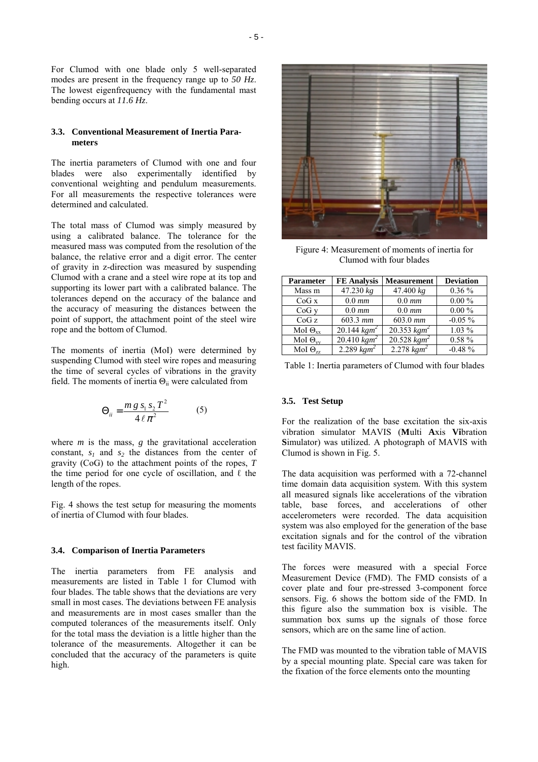For Clumod with one blade only 5 well-separated modes are present in the frequency range up to *50 Hz*. The lowest eigenfrequency with the fundamental mast bending occurs at *11.6 Hz*.

### 3.3. Conventional Measurement of Inertia Parameters

The inertia parameters of Clumod with one and four blades were also experimentally identified by conventional weighting and pendulum measurements. For all measurements the respective tolerances were determined and calculated.

The total mass of Clumod was simply measured by using a calibrated balance. The tolerance for the measured mass was computed from the resolution of the balance, the relative error and a digit error. The center of gravity in z-direction was measured by suspending Clumod with a crane and a steel wire rope at its top and supporting its lower part with a calibrated balance. The tolerances depend on the accuracy of the balance and the accuracy of measuring the distances between the point of support, the attachment point of the steel wire rope and the bottom of Clumod.

The moments of inertia (MoI) were determined by suspending Clumod with steel wire ropes and measuring the time of several cycles of vibrations in the gravity field. The moments of inertia $\Theta_{ii}$ were calculated from

$$\Theta_{ii} = \frac{m\, g\, s_1\, s_2\, T^2}{4\, \ell\, \pi^2} \qquad (5)$$

where $m$ is the mass, $g$ the gravitational acceleration constant, $s_1$ and $s_2$ the distances from the center of gravity (CoG) to the attachment points of the ropes, $T$ the time period for one cycle of oscillation, and $\ell$ the length of the ropes.

Fig. 4 shows the test setup for measuring the moments of inertia of Clumod with four blades.

Figure 4: Measurement of moments of inertia for Clumod with four blades

### 3.4. Comparison of Inertia Parameters

The inertia parameters from FE analysis and measurements are listed in Table 1 for Clumod with four blades. The table shows that the deviations are very small in most cases. The deviations between FE analysis and measurements are in most cases smaller than the computed tolerances of the measurements itself. Only for the total mass the deviation is a little higher than the tolerance of the measurements. Altogether it can be concluded that the accuracy of the parameters is quite high.

| Parameter | FE Analysis | Measurement | Deviation |
|---|---|---|---|
| Mass m | 47.230 *kg* | 47.400 *kg* | 0.36 % |
| CoG x | 0.0 *mm* | 0.0 *mm* | 0.00 % |
| CoG y | 0.0 *mm* | 0.0 *mm* | 0.00 % |
| CoG z | 603.3 *mm* | 603.0 *mm* | -0.05 % |
| MoI $\Theta_{xx}$ | 20.144 $kgm^2$ | 20.353 $kgm^2$ | 1.03 % |
| MoI $\Theta_{yy}$ | 20.410 $kgm^2$ | 20.528 $kgm^2$ | 0.58 % |
| MoI $\Theta_{zz}$ | 2.289 $kgm^2$ | 2.278 $kgm^2$ | -0.48 % |

Table 1: Inertia parameters of Clumod with four blades

### 3.5. Test Setup

For the realization of the base excitation the six-axis vibration simulator MAVIS (**M**ulti **A**xis **Vi**bration **S**imulator) was utilized. A photograph of MAVIS with Clumod is shown in Fig. 5.

The data acquisition was performed with a 72-channel time domain data acquisition system. With this system all measured signals like accelerations of the vibration table, base forces, and accelerations of other accelerometers were recorded. The data acquisition system was also employed for the generation of the base excitation signals and for the control of the vibration test facility MAVIS.

The forces were measured with a special Force Measurement Device (FMD). The FMD consists of a cover plate and four pre-stressed 3-component force sensors. Fig. 6 shows the bottom side of the FMD. In this figure also the summation box is visible. The summation box sums up the signals of those force sensors, which are on the same line of action.

The FMD was mounted to the vibration table of MAVIS by a special mounting plate. Special care was taken for the fixation of the force elements onto the mounting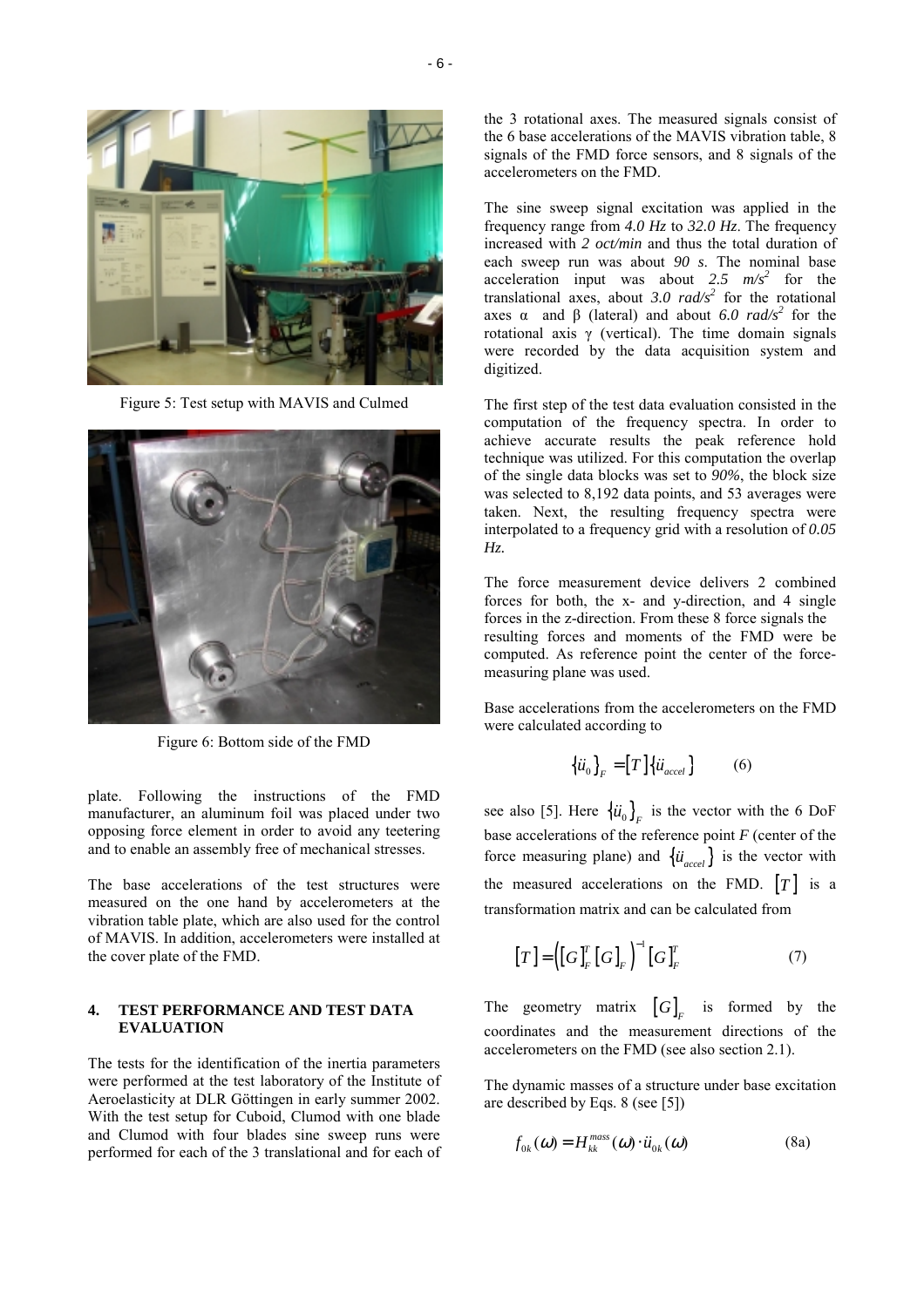Figure 5: Test setup with MAVIS and Culmed

Figure 6: Bottom side of the FMD

plate. Following the instructions of the FMD manufacturer, an aluminum foil was placed under two opposing force element in order to avoid any teetering and to enable an assembly free of mechanical stresses.

The base accelerations of the test structures were measured on the one hand by accelerometers at the vibration table plate, which are also used for the control of MAVIS. In addition, accelerometers were installed at the cover plate of the FMD.

## 4. TEST PERFORMANCE AND TEST DATA EVALUATION

The tests for the identification of the inertia parameters were performed at the test laboratory of the Institute of Aeroelasticity at DLR Göttingen in early summer 2002. With the test setup for Cuboid, Clumod with one blade and Clumod with four blades sine sweep runs were performed for each of the 3 translational and for each of the 3 rotational axes. The measured signals consist of the 6 base accelerations of the MAVIS vibration table, 8 signals of the FMD force sensors, and 8 signals of the accelerometers on the FMD.

The sine sweep signal excitation was applied in the frequency range from *4.0 Hz* to *32.0 Hz*. The frequency increased with *2 oct/min* and thus the total duration of each sweep run was about *90 s*. The nominal base acceleration input was about *2.5 m/s²* for the translational axes, about *3.0 rad/s²* for the rotational axes α and β (lateral) and about *6.0 rad/s²* for the rotational axis γ (vertical). The time domain signals were recorded by the data acquisition system and digitized.

The first step of the test data evaluation consisted in the computation of the frequency spectra. In order to achieve accurate results the peak reference hold technique was utilized. For this computation the overlap of the single data blocks was set to *90%*, the block size was selected to 8,192 data points, and 53 averages were taken. Next, the resulting frequency spectra were interpolated to a frequency grid with a resolution of *0.05 Hz*.

The force measurement device delivers 2 combined forces for both, the x- and y-direction, and 4 single forces in the z-direction. From these 8 force signals the resulting forces and moments of the FMD were be computed. As reference point the center of the force-measuring plane was used.

Base accelerations from the accelerometers on the FMD were calculated according to

$$\{\ddot{u}_0\}_F = [T]\{\ddot{u}_{accel}\} \qquad (6)$$

see also [5]. Here $\{\ddot{u}_0\}_F$ is the vector with the 6 DoF base accelerations of the reference point *F* (center of the force measuring plane) and $\{\ddot{u}_{accel}\}$ is the vector with the measured accelerations on the FMD. $[T]$ is a transformation matrix and can be calculated from

$$[T] = \left([G]_F^T [G]_F\right)^{-1} [G]_F^T \qquad (7)$$

The geometry matrix $[G]_F$ is formed by the coordinates and the measurement directions of the accelerometers on the FMD (see also section 2.1).

The dynamic masses of a structure under base excitation are described by Eqs. 8 (see [5])

$$f_{0k}(\omega) = H_{kk}^{mass}(\omega) \cdot \ddot{u}_{0k}(\omega) \qquad (8a)$$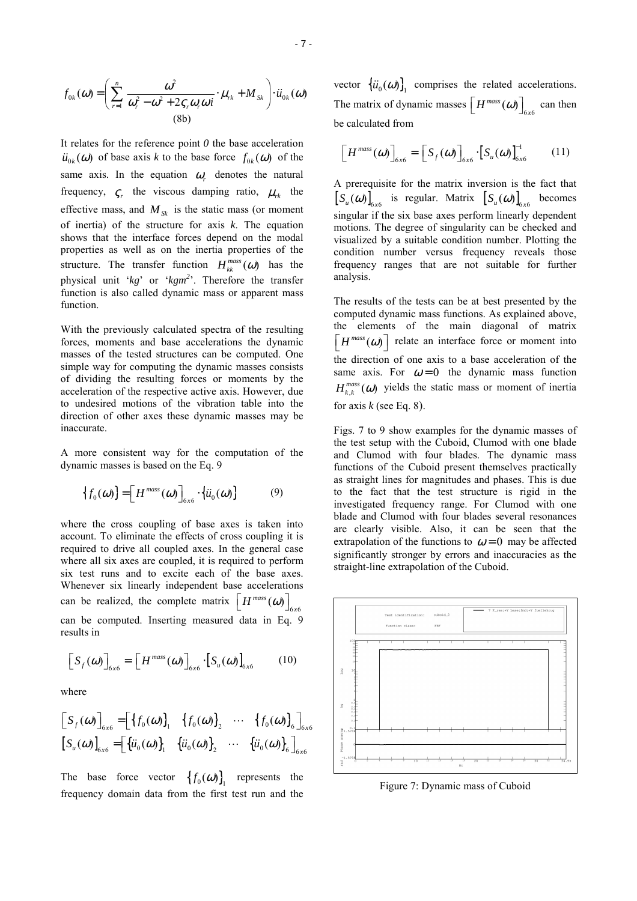$$f_{0k}(\omega) = \left( \sum_{r=1}^{n} \frac{\omega^2}{\omega_r^2 - \omega^2 + 2\varsigma_r \omega_r \omega i} \cdot \mu_{rk} + M_{Sk} \right) \cdot \ddot{u}_{0k}(\omega)$$

(8b)

It relates for the reference point *0* the base acceleration $\ddot{u}_{0k}(\omega)$ of base axis *k* to the base force $f_{0k}(\omega)$ of the same axis. In the equation $\omega_r$ denotes the natural frequency, $\varsigma_r$ the viscous damping ratio, $\mu_{rk}$ the effective mass, and $M_{Sk}$ is the static mass (or moment of inertia) of the structure for axis *k*. The equation shows that the interface forces depend on the modal properties as well as on the inertia properties of the structure. The transfer function $H_{kk}^{mass}(\omega)$ has the physical unit '*kg*' or '*kgm²*'. Therefore the transfer function is also called dynamic mass or apparent mass function.

With the previously calculated spectra of the resulting forces, moments and base accelerations the dynamic masses of the tested structures can be computed. One simple way for computing the dynamic masses consists of dividing the resulting forces or moments by the acceleration of the respective active axis. However, due to undesired motions of the vibration table into the direction of other axes these dynamic masses may be inaccurate.

A more consistent way for the computation of the dynamic masses is based on the Eq. 9

$$\{f_0(\omega)\} = \left[H^{mass}(\omega)\right]_{6x6} \cdot \{\ddot{u}_0(\omega)\} \qquad (9)$$

where the cross coupling of base axes is taken into account. To eliminate the effects of cross coupling it is required to drive all coupled axes. In the general case where all six axes are coupled, it is required to perform six test runs and to excite each of the base axes. Whenever six linearly independent base accelerations can be realized, the complete matrix $\left[H^{mass}(\omega)\right]_{6x6}$ can be computed. Inserting measured data in Eq. 9 results in

$$\left[S_f(\omega)\right]_{6x6} = \left[H^{mass}(\omega)\right]_{6x6} \cdot \left[S_u(\omega)\right]_{6x6} \qquad (10)$$

where

$$\left[S_f(\omega)\right]_{6x6} = \left[\{f_0(\omega)\}_1 \quad \{f_0(\omega)\}_2 \quad \cdots \quad \{f_0(\omega)\}_6\right]_{6x6}$$
$$\left[S_u(\omega)\right]_{6x6} = \left[\{\ddot{u}_0(\omega)\}_1 \quad \{\ddot{u}_0(\omega)\}_2 \quad \cdots \quad \{\ddot{u}_0(\omega)\}_6\right]_{6x6}$$

The base force vector $\{f_0(\omega)\}_1$ represents the frequency domain data from the first test run and the vector $\{\ddot{u}_0(\omega)\}_1$ comprises the related accelerations. The matrix of dynamic masses $\left[H^{mass}(\omega)\right]_{6x6}$ can then be calculated from

$$\left[H^{mass}(\omega)\right]_{6x6} = \left[S_f(\omega)\right]_{6x6} \cdot \left[S_u(\omega)\right]_{6x6}^{-1} \qquad (11)$$

A prerequisite for the matrix inversion is the fact that $\left[S_u(\omega)\right]_{6x6}$ is regular. Matrix $\left[S_u(\omega)\right]_{6x6}$ becomes singular if the six base axes perform linearly dependent motions. The degree of singularity can be checked and visualized by a suitable condition number. Plotting the condition number versus frequency reveals those frequency ranges that are not suitable for further analysis.

The results of the tests can be at best presented by the computed dynamic mass functions. As explained above, the elements of the main diagonal of matrix $\left[H^{mass}(\omega)\right]$ relate an interface force or moment into the direction of one axis to a base acceleration of the same axis. For $\omega = 0$ the dynamic mass function $H_{k,k}^{mass}(\omega)$ yields the static mass or moment of inertia for axis *k* (see Eq. 8).

Figs. 7 to 9 show examples for the dynamic masses of the test setup with the Cuboid, Clumod with one blade and Clumod with four blades. The dynamic mass functions of the Cuboid present themselves practically as straight lines for magnitudes and phases. This is due to the fact that the test structure is rigid in the investigated frequency range. For Clumod with one blade and Clumod with four blades several resonances are clearly visible. Also, it can be seen that the extrapolation of the functions to $\omega = 0$ may be affected significantly stronger by errors and inaccuracies as the straight-line extrapolation of the Cuboid.

Figure 7: Dynamic mass of Cuboid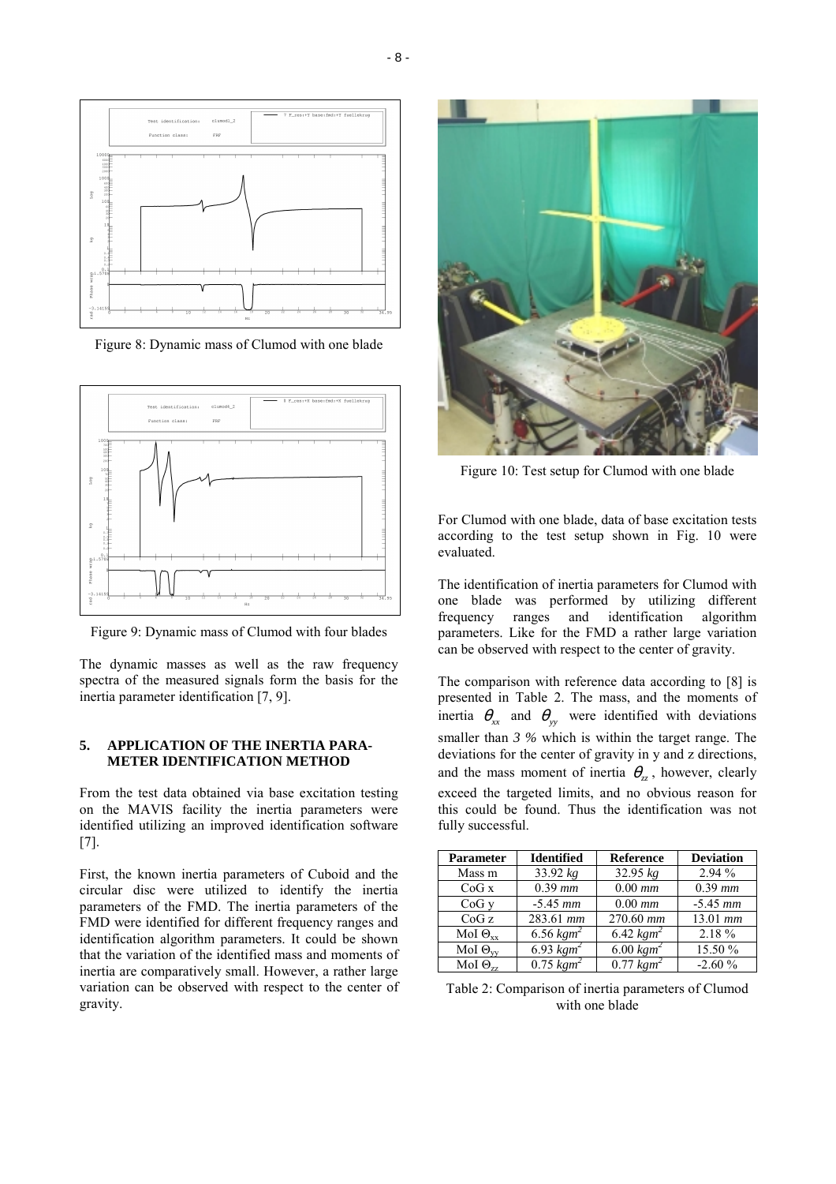Figure 8: Dynamic mass of Clumod with one blade

Figure 9: Dynamic mass of Clumod with four blades

The dynamic masses as well as the raw frequency spectra of the measured signals form the basis for the inertia parameter identification [7, 9].

## 5. APPLICATION OF THE INERTIA PARAMETER IDENTIFICATION METHOD

From the test data obtained via base excitation testing on the MAVIS facility the inertia parameters were identified utilizing an improved identification software [7].

First, the known inertia parameters of Cuboid and the circular disc were utilized to identify the inertia parameters of the FMD. The inertia parameters of the FMD were identified for different frequency ranges and identification algorithm parameters. It could be shown that the variation of the identified mass and moments of inertia are comparatively small. However, a rather large variation can be observed with respect to the center of gravity.

Figure 10: Test setup for Clumod with one blade

For Clumod with one blade, data of base excitation tests according to the test setup shown in Fig. 10 were evaluated.

The identification of inertia parameters for Clumod with one blade was performed by utilizing different frequency ranges and identification algorithm parameters. Like for the FMD a rather large variation can be observed with respect to the center of gravity.

The comparison with reference data according to [8] is presented in Table 2. The mass, and the moments of inertia $\Theta_{xx}$ and $\Theta_{yy}$ were identified with deviations smaller than *3 %* which is within the target range. The deviations for the center of gravity in y and z directions, and the mass moment of inertia $\Theta_{zz}$, however, clearly exceed the targeted limits, and no obvious reason for this could be found. Thus the identification was not fully successful.

| Parameter | Identified | Reference | Deviation |
|---|---|---|---|
| Mass m | 33.92 *kg* | 32.95 *kg* | 2.94 % |
| CoG x | 0.39 *mm* | 0.00 *mm* | 0.39 *mm* |
| CoG y | -5.45 *mm* | 0.00 *mm* | -5.45 *mm* |
| CoG z | 283.61 *mm* | 270.60 *mm* | 13.01 *mm* |
| MoI $\Theta_{xx}$ | 6.56 $kgm^2$ | 6.42 $kgm^2$ | 2.18 % |
| MoI $\Theta_{yy}$ | 6.93 $kgm^2$ | 6.00 $kgm^2$ | 15.50 % |
| MoI $\Theta_{zz}$ | 0.75 $kgm^2$ | 0.77 $kgm^2$ | -2.60 % |

Table 2: Comparison of inertia parameters of Clumod with one blade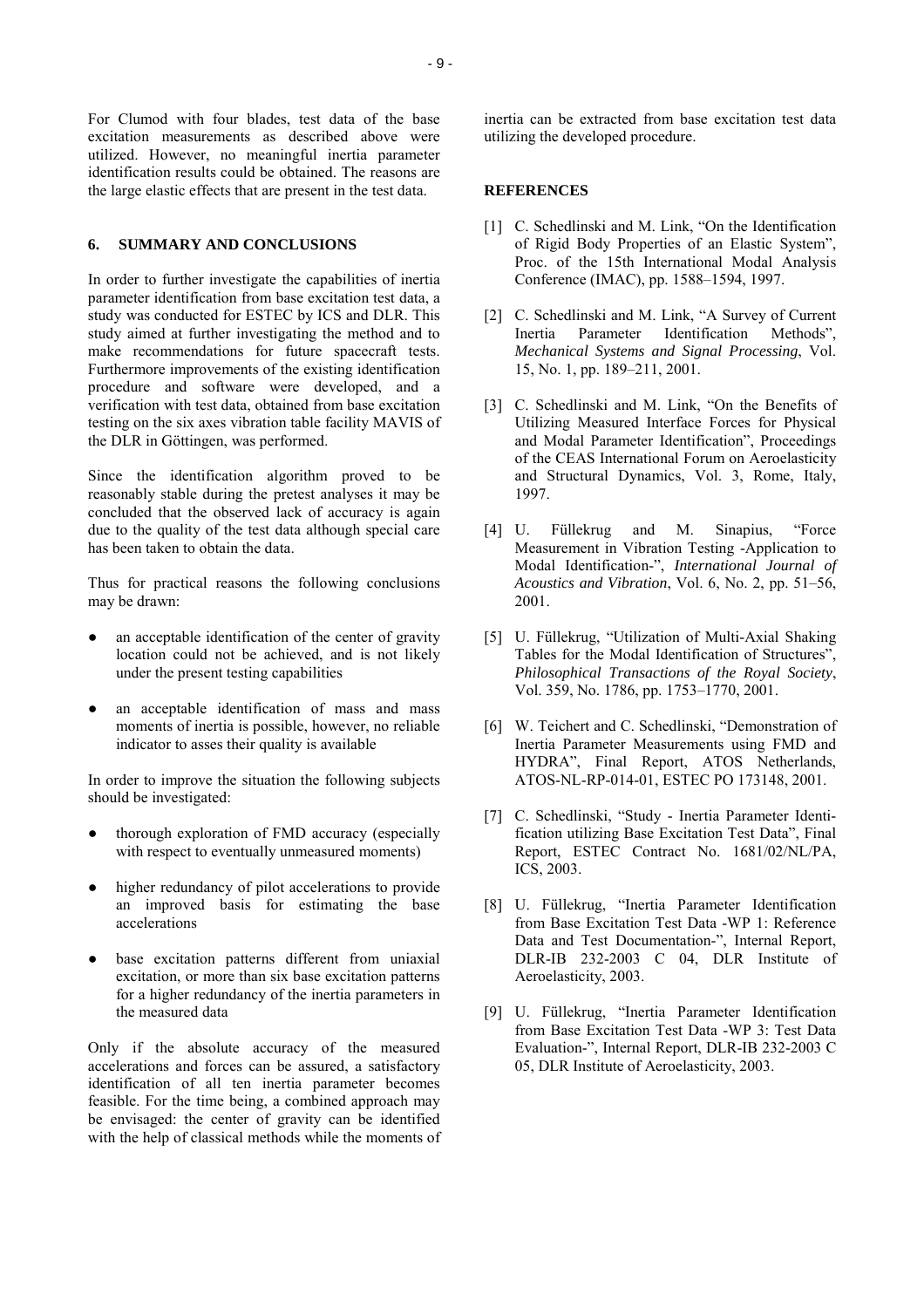For Clumod with four blades, test data of the base excitation measurements as described above were utilized. However, no meaningful inertia parameter identification results could be obtained. The reasons are the large elastic effects that are present in the test data.

## 6. SUMMARY AND CONCLUSIONS

In order to further investigate the capabilities of inertia parameter identification from base excitation test data, a study was conducted for ESTEC by ICS and DLR. This study aimed at further investigating the method and to make recommendations for future spacecraft tests. Furthermore improvements of the existing identification procedure and software were developed, and a verification with test data, obtained from base excitation testing on the six axes vibration table facility MAVIS of the DLR in Göttingen, was performed.

Since the identification algorithm proved to be reasonably stable during the pretest analyses it may be concluded that the observed lack of accuracy is again due to the quality of the test data although special care has been taken to obtain the data.

Thus for practical reasons the following conclusions may be drawn:

- an acceptable identification of the center of gravity location could not be achieved, and is not likely under the present testing capabilities
- an acceptable identification of mass and mass moments of inertia is possible, however, no reliable indicator to asses their quality is available

In order to improve the situation the following subjects should be investigated:

- thorough exploration of FMD accuracy (especially with respect to eventually unmeasured moments)
- higher redundancy of pilot accelerations to provide an improved basis for estimating the base accelerations
- base excitation patterns different from uniaxial excitation, or more than six base excitation patterns for a higher redundancy of the inertia parameters in the measured data

Only if the absolute accuracy of the measured accelerations and forces can be assured, a satisfactory identification of all ten inertia parameter becomes feasible. For the time being, a combined approach may be envisaged: the center of gravity can be identified with the help of classical methods while the moments of inertia can be extracted from base excitation test data utilizing the developed procedure.

## REFERENCES

[1] C. Schedlinski and M. Link, "On the Identification of Rigid Body Properties of an Elastic System", Proc. of the 15th International Modal Analysis Conference (IMAC), pp. 1588–1594, 1997.

[2] C. Schedlinski and M. Link, "A Survey of Current Inertia Parameter Identification Methods", *Mechanical Systems and Signal Processing*, Vol. 15, No. 1, pp. 189–211, 2001.

[3] C. Schedlinski and M. Link, "On the Benefits of Utilizing Measured Interface Forces for Physical and Modal Parameter Identification", Proceedings of the CEAS International Forum on Aeroelasticity and Structural Dynamics, Vol. 3, Rome, Italy, 1997.

[4] U. Füllekrug and M. Sinapius, "Force Measurement in Vibration Testing -Application to Modal Identification-", *International Journal of Acoustics and Vibration*, Vol. 6, No. 2, pp. 51–56, 2001.

[5] U. Füllekrug, "Utilization of Multi-Axial Shaking Tables for the Modal Identification of Structures", *Philosophical Transactions of the Royal Society*, Vol. 359, No. 1786, pp. 1753–1770, 2001.

[6] W. Teichert and C. Schedlinski, "Demonstration of Inertia Parameter Measurements using FMD and HYDRA", Final Report, ATOS Netherlands, ATOS-NL-RP-014-01, ESTEC PO 173148, 2001.

[7] C. Schedlinski, "Study - Inertia Parameter Identification utilizing Base Excitation Test Data", Final Report, ESTEC Contract No. 1681/02/NL/PA, ICS, 2003.

[8] U. Füllekrug, "Inertia Parameter Identification from Base Excitation Test Data -WP 1: Reference Data and Test Documentation-", Internal Report, DLR-IB 232-2003 C 04, DLR Institute of Aeroelasticity, 2003.

[9] U. Füllekrug, "Inertia Parameter Identification from Base Excitation Test Data -WP 3: Test Data Evaluation-", Internal Report, DLR-IB 232-2003 C 05, DLR Institute of Aeroelasticity, 2003.